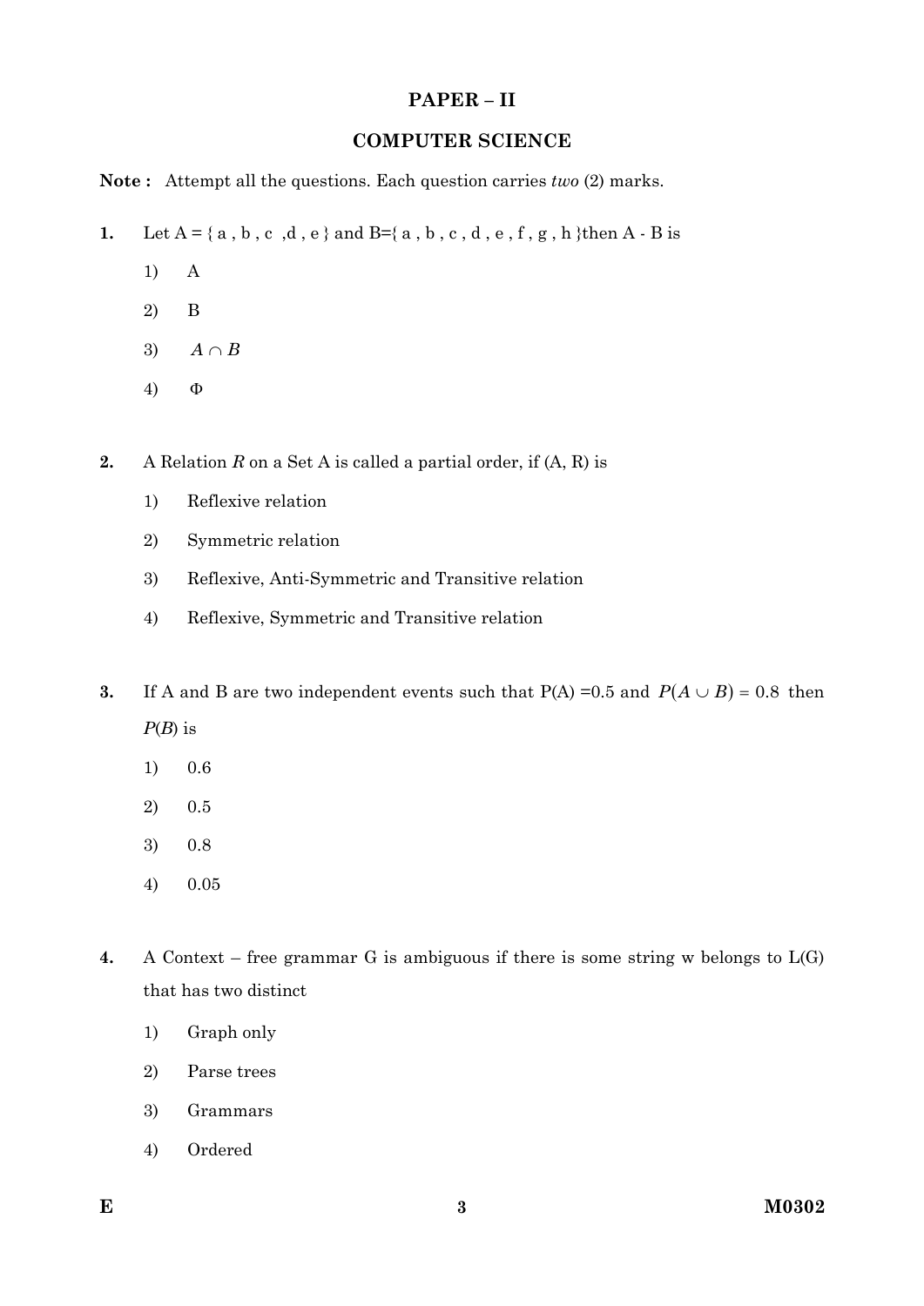## PAPER – II

## COMPUTER SCIENCE

**Note :** Attempt all the questions. Each question carries *two* (2) marks.

**1.** Let A = { a , b , c ,d , e } and B={ a , b , c , d , e , f , g , h }then A - B is

1) A

2) B

3) $A \cap B$

4) Φ

**2.** A Relation *R* on a Set A is called a partial order, if (A, R) is

1) Reflexive relation

2) Symmetric relation

3) Reflexive, Anti-Symmetric and Transitive relation

4) Reflexive, Symmetric and Transitive relation

**3.** If A and B are two independent events such that P(A) =0.5 and $P(A \cup B) = 0.8$ then $P(B)$ is

1) 0.6

2) 0.5

3) 0.8

4) 0.05

**4.** A Context – free grammar G is ambiguous if there is some string w belongs to L(G) that has two distinct

1) Graph only

2) Parse trees

3) Grammars

4) Ordered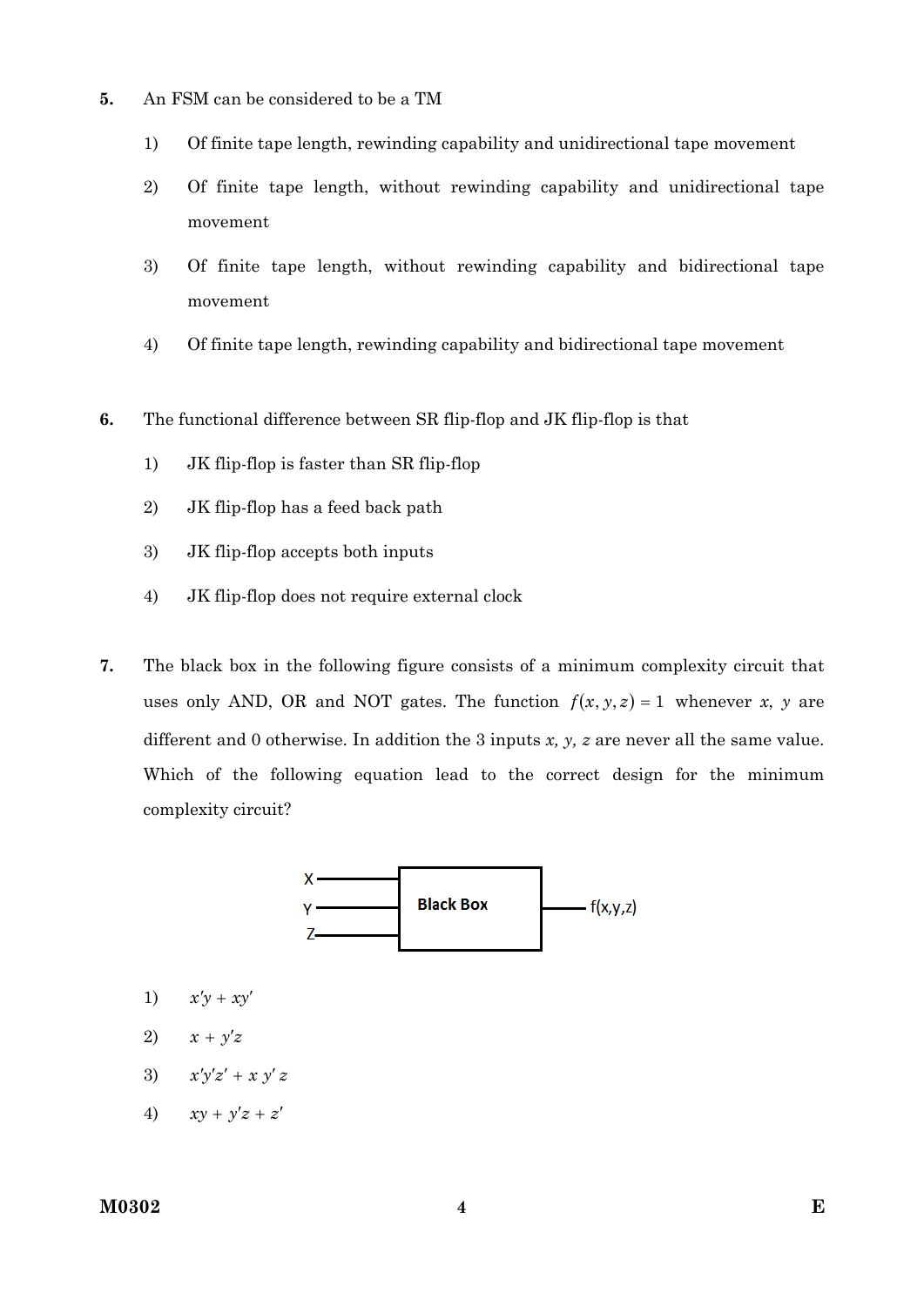**5.** An FSM can be considered to be a TM

1) Of finite tape length, rewinding capability and unidirectional tape movement

2) Of finite tape length, without rewinding capability and unidirectional tape movement

3) Of finite tape length, without rewinding capability and bidirectional tape movement

4) Of finite tape length, rewinding capability and bidirectional tape movement

**6.** The functional difference between SR flip-flop and JK flip-flop is that

1) JK flip-flop is faster than SR flip-flop

2) JK flip-flop has a feed back path

3) JK flip-flop accepts both inputs

4) JK flip-flop does not require external clock

**7.** The black box in the following figure consists of a minimum complexity circuit that uses only AND, OR and NOT gates. The function $f(x, y, z) = 1$ whenever $x$, $y$ are different and 0 otherwise. In addition the 3 inputs $x$, $y$, $z$ are never all the same value. Which of the following equation lead to the correct design for the minimum complexity circuit?

X, Y, Z → Black Box → f(x,y,z)

1) $x'y + xy'$

2) $x + y'z$

3) $x'y'z' + x\,y'\,z$

4) $xy + y'z + z'$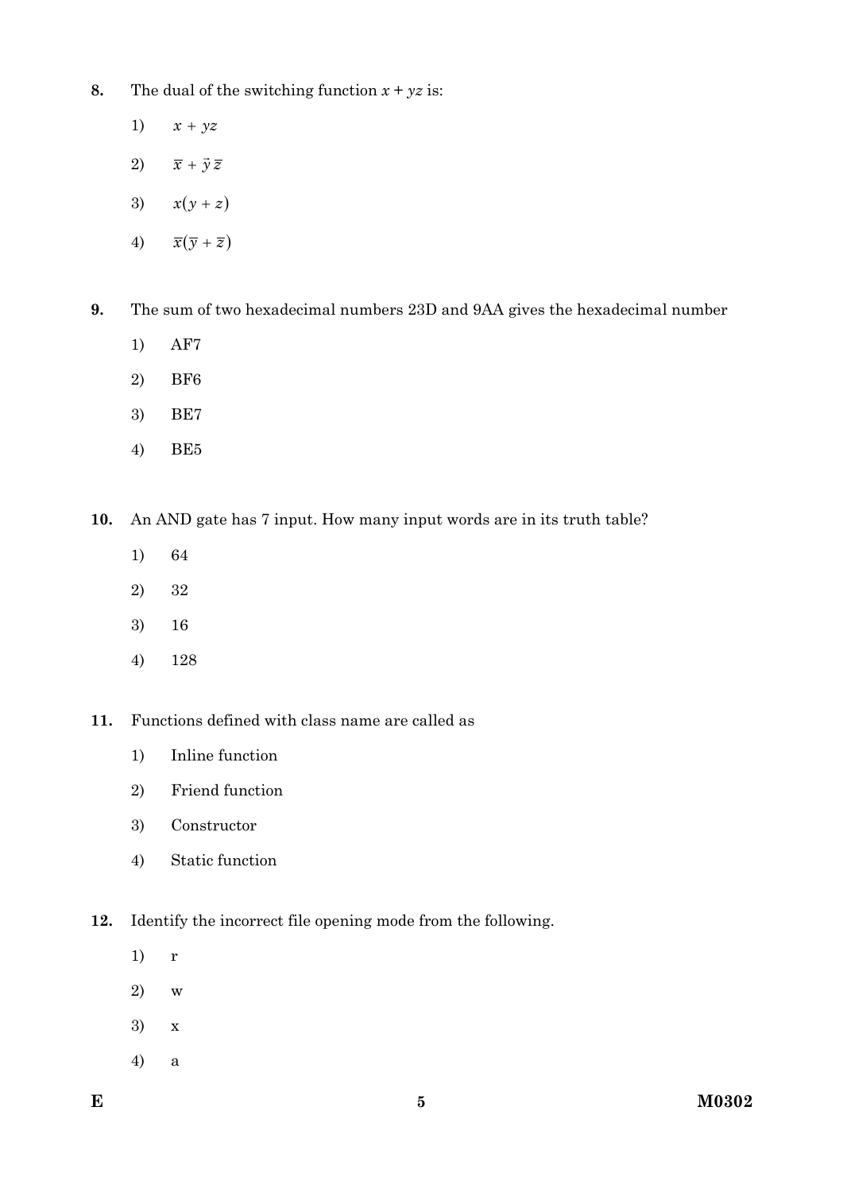**8.** The dual of the switching function $x + yz$ is:

1) $x + yz$

2) $\overline{x} + \bar{y}\,\overline{z}$

3) $x(y + z)$

4) $\overline{x}(\overline{y} + \overline{z})$

**9.** The sum of two hexadecimal numbers 23D and 9AA gives the hexadecimal number

1) AF7

2) BF6

3) BE7

4) BE5

**10.** An AND gate has 7 input. How many input words are in its truth table?

1) 64

2) 32

3) 16

4) 128

**11.** Functions defined with class name are called as

1) Inline function

2) Friend function

3) Constructor

4) Static function

**12.** Identify the incorrect file opening mode from the following.

1) r

2) w

3) x

4) a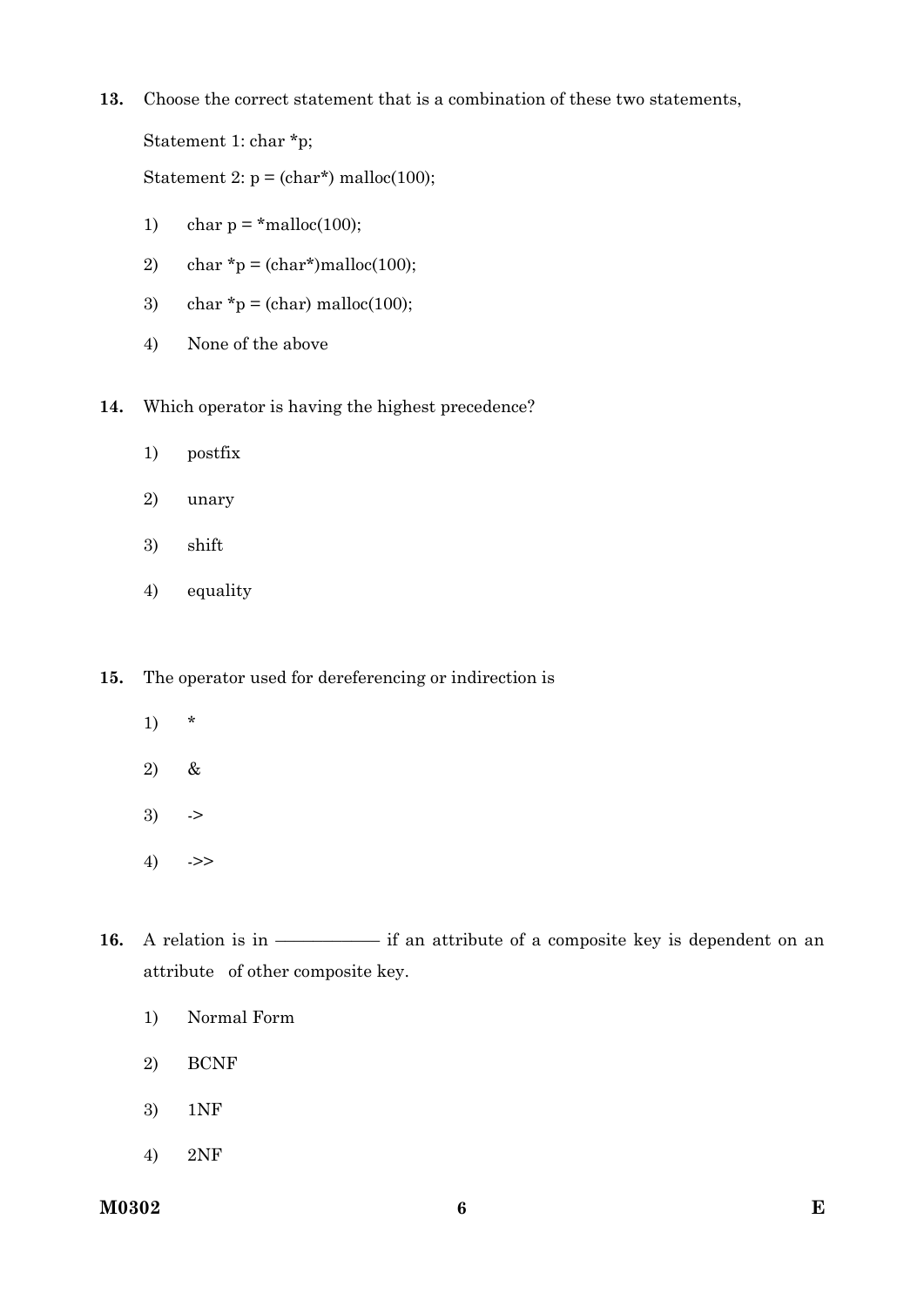**13.** Choose the correct statement that is a combination of these two statements,

Statement 1: char *p;

Statement 2: p = (char*) malloc(100);

1) char p = *malloc(100);

2) char *p = (char*)malloc(100);

3) char *p = (char) malloc(100);

4) None of the above

**14.** Which operator is having the highest precedence?

1) postfix

2) unary

3) shift

4) equality

**15.** The operator used for dereferencing or indirection is

1) *

2) &

3) ->

4) ->>

**16.** A relation is in ―――――― if an attribute of a composite key is dependent on an attribute of other composite key.

1) Normal Form

2) BCNF

3) 1NF

4) 2NF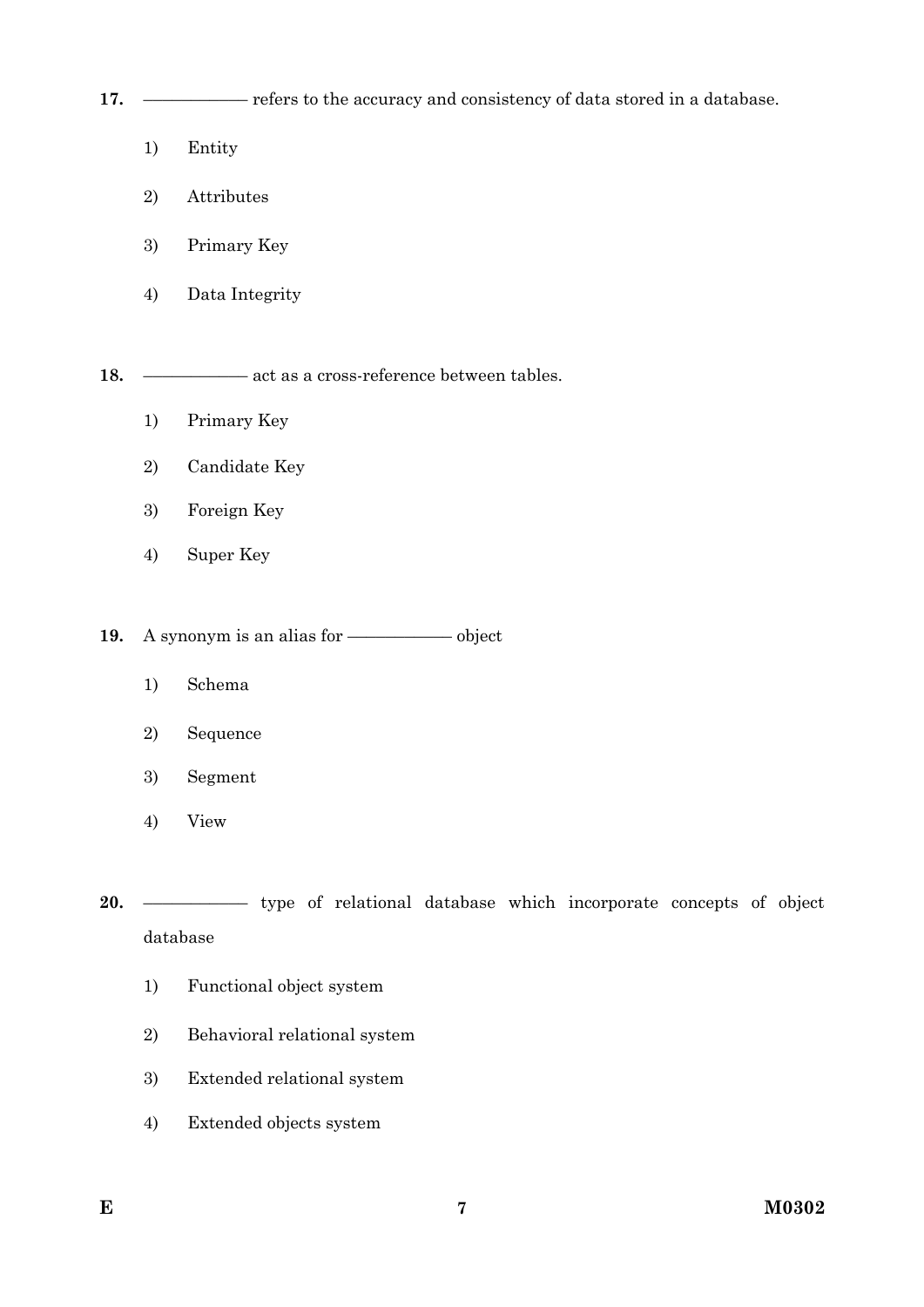17. ——————— refers to the accuracy and consistency of data stored in a database.

1) Entity
2) Attributes
3) Primary Key
4) Data Integrity

18. ——————— act as a cross-reference between tables.

1) Primary Key
2) Candidate Key
3) Foreign Key
4) Super Key

19. A synonym is an alias for ——————— object

1) Schema
2) Sequence
3) Segment
4) View

20. ——————— type of relational database which incorporate concepts of object database

1) Functional object system
2) Behavioral relational system
3) Extended relational system
4) Extended objects system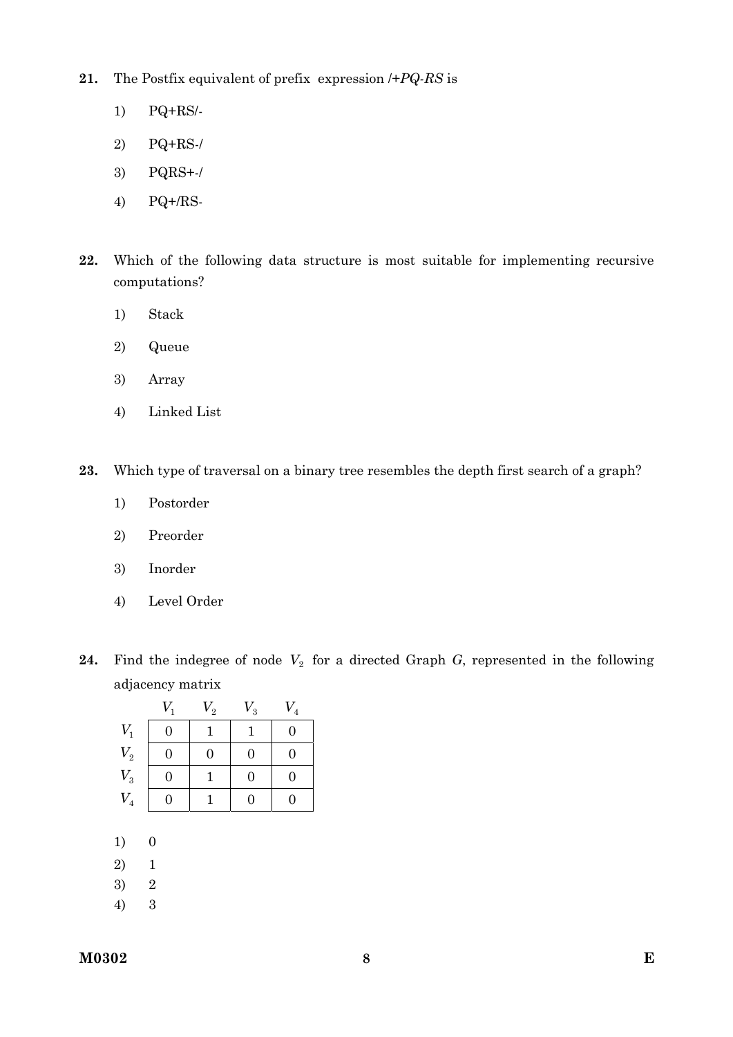**21.** The Postfix equivalent of prefix expression */+PQ-RS* is

1) PQ+RS/-

2) PQ+RS-/

3) PQRS+-/

4) PQ+/RS-

**22.** Which of the following data structure is most suitable for implementing recursive computations?

1) Stack

2) Queue

3) Array

4) Linked List

**23.** Which type of traversal on a binary tree resembles the depth first search of a graph?

1) Postorder

2) Preorder

3) Inorder

4) Level Order

**24.** Find the indegree of node $V_2$ for a directed Graph *G*, represented in the following adjacency matrix

| | $V_1$ | $V_2$ | $V_3$ | $V_4$ |
|---|---|---|---|---|
| $V_1$ | 0 | 1 | 1 | 0 |
| $V_2$ | 0 | 0 | 0 | 0 |
| $V_3$ | 0 | 1 | 0 | 0 |
| $V_4$ | 0 | 1 | 0 | 0 |

1) 0

2) 1

3) 2

4) 3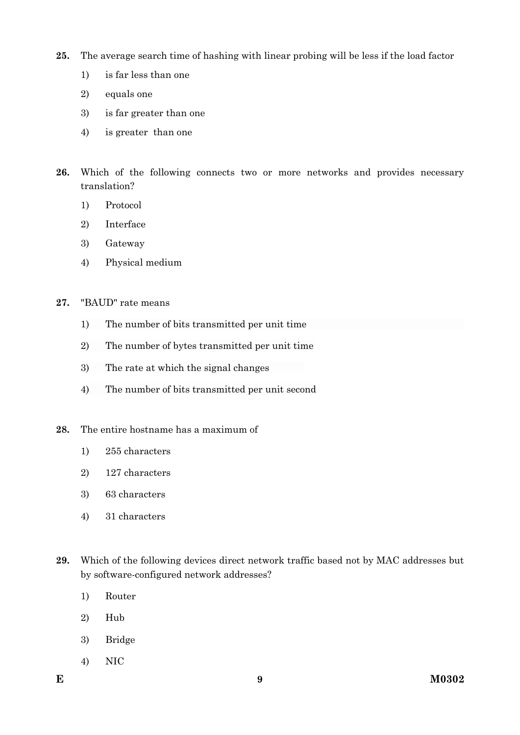**25.** The average search time of hashing with linear probing will be less if the load factor

1) is far less than one
2) equals one
3) is far greater than one
4) is greater than one

**26.** Which of the following connects two or more networks and provides necessary translation?

1) Protocol
2) Interface
3) Gateway
4) Physical medium

**27.** "BAUD" rate means

1) The number of bits transmitted per unit time
2) The number of bytes transmitted per unit time
3) The rate at which the signal changes
4) The number of bits transmitted per unit second

**28.** The entire hostname has a maximum of

1) 255 characters
2) 127 characters
3) 63 characters
4) 31 characters

**29.** Which of the following devices direct network traffic based not by MAC addresses but by software-configured network addresses?

1) Router
2) Hub
3) Bridge
4) NIC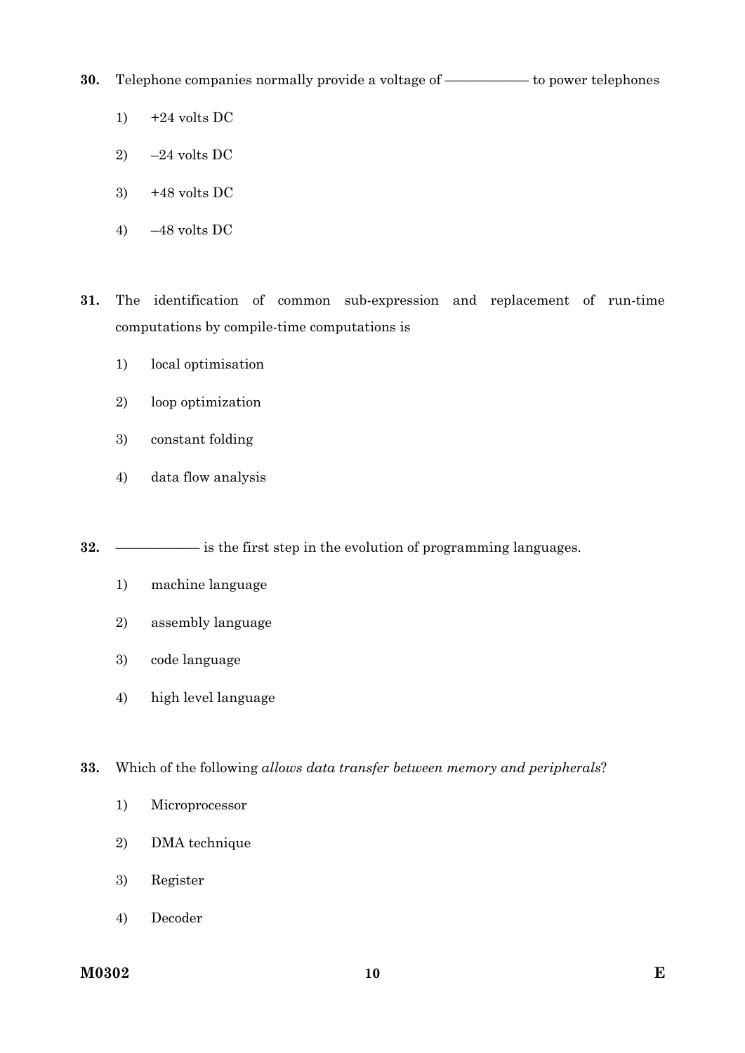**30.** Telephone companies normally provide a voltage of ———— to power telephones

1) +24 volts DC

2) –24 volts DC

3) +48 volts DC

4) –48 volts DC

**31.** The identification of common sub-expression and replacement of run-time computations by compile-time computations is

1) local optimisation

2) loop optimization

3) constant folding

4) data flow analysis

**32.** ———— is the first step in the evolution of programming languages.

1) machine language

2) assembly language

3) code language

4) high level language

**33.** Which of the following *allows data transfer between memory and peripherals*?

1) Microprocessor

2) DMA technique

3) Register

4) Decoder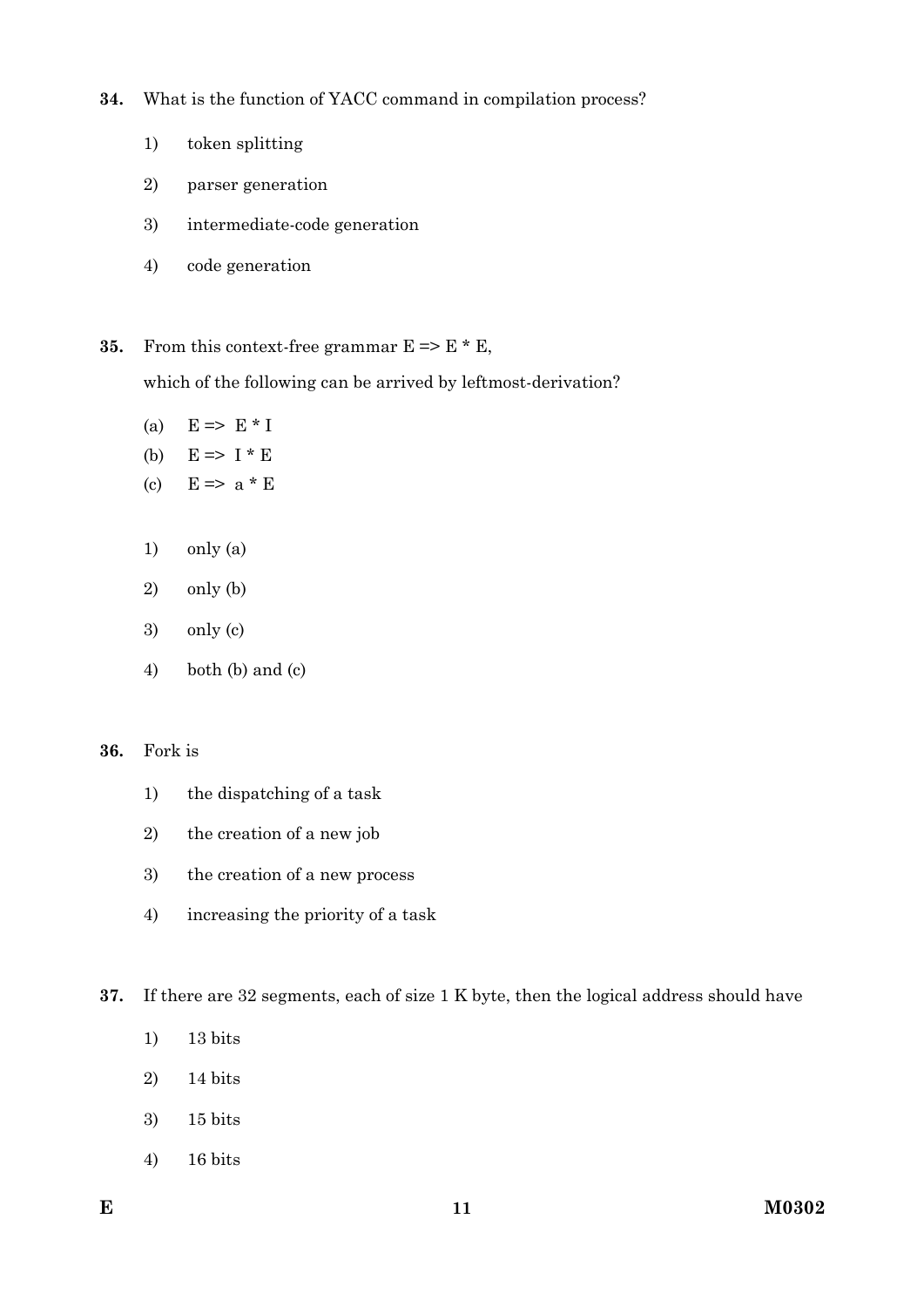**34.** What is the function of YACC command in compilation process?

1) token splitting
2) parser generation
3) intermediate-code generation
4) code generation

**35.** From this context-free grammar E => E * E,

which of the following can be arrived by leftmost-derivation?

(a) E => E * I
(b) E => I * E
(c) E => a * E

1) only (a)
2) only (b)
3) only (c)
4) both (b) and (c)

**36.** Fork is

1) the dispatching of a task
2) the creation of a new job
3) the creation of a new process
4) increasing the priority of a task

**37.** If there are 32 segments, each of size 1 K byte, then the logical address should have

1) 13 bits
2) 14 bits
3) 15 bits
4) 16 bits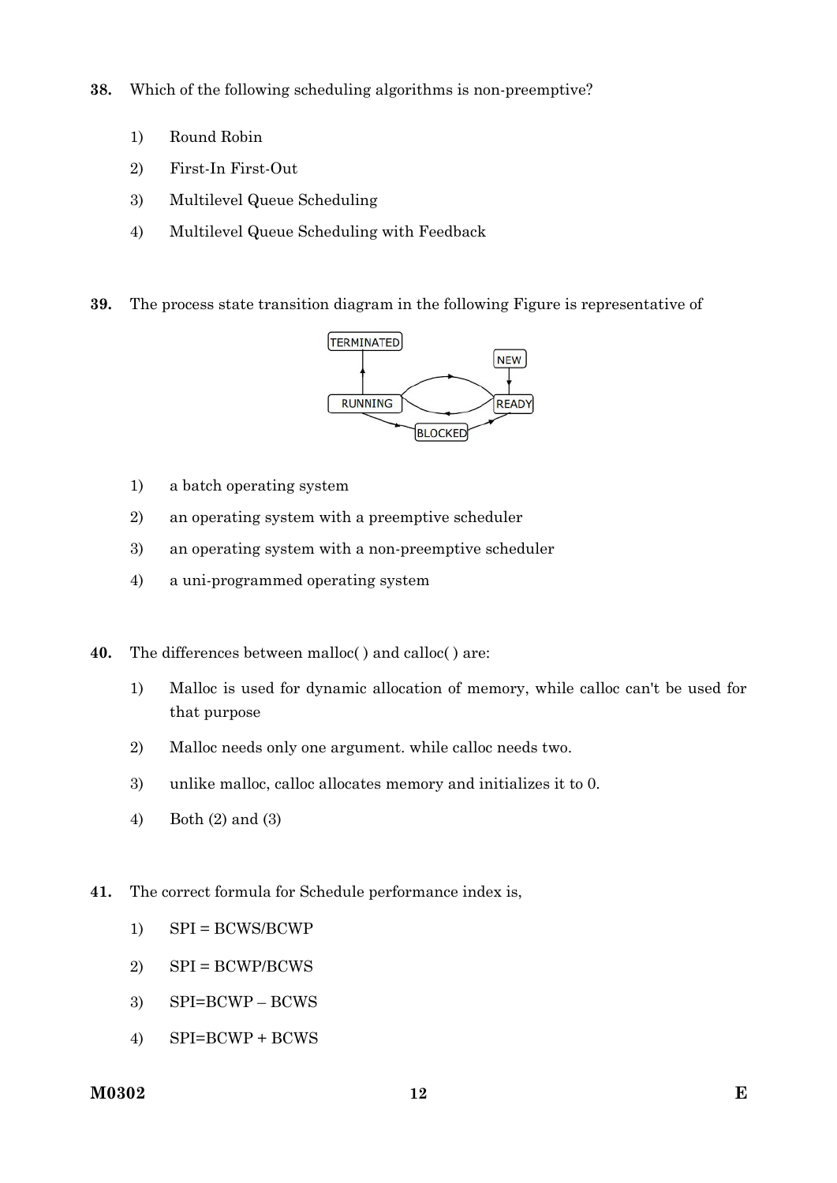38. Which of the following scheduling algorithms is non-preemptive?

1) Round Robin
2) First-In First-Out
3) Multilevel Queue Scheduling
4) Multilevel Queue Scheduling with Feedback

39. The process state transition diagram in the following Figure is representative of

1) a batch operating system
2) an operating system with a preemptive scheduler
3) an operating system with a non-preemptive scheduler
4) a uni-programmed operating system

40. The differences between malloc( ) and calloc( ) are:

1) Malloc is used for dynamic allocation of memory, while calloc can't be used for that purpose
2) Malloc needs only one argument. while calloc needs two.
3) unlike malloc, calloc allocates memory and initializes it to 0.
4) Both (2) and (3)

41. The correct formula for Schedule performance index is,

1) SPI = BCWS/BCWP
2) SPI = BCWP/BCWS
3) SPI=BCWP – BCWS
4) SPI=BCWP + BCWS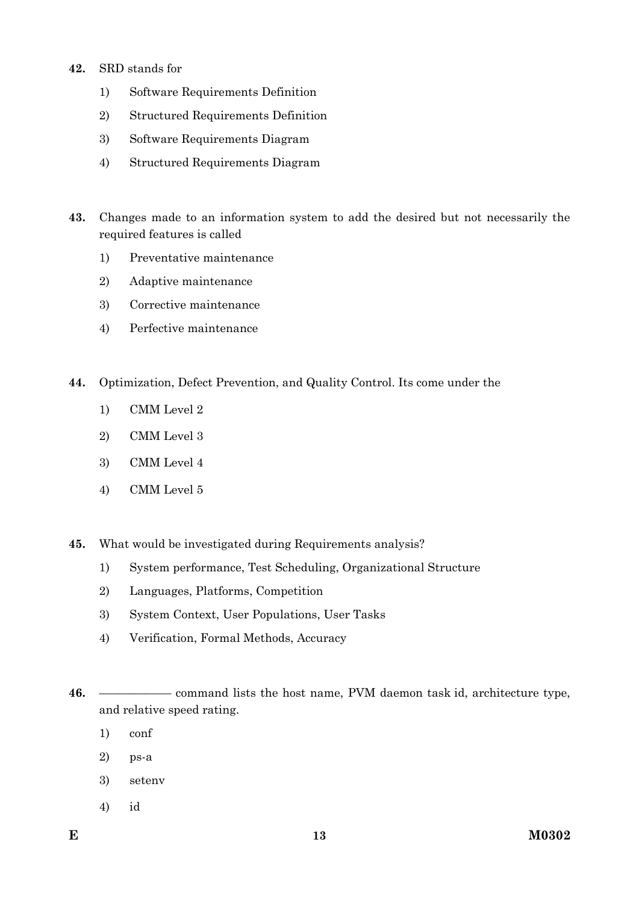**42.** SRD stands for

1) Software Requirements Definition
2) Structured Requirements Definition
3) Software Requirements Diagram
4) Structured Requirements Diagram

**43.** Changes made to an information system to add the desired but not necessarily the required features is called

1) Preventative maintenance
2) Adaptive maintenance
3) Corrective maintenance
4) Perfective maintenance

**44.** Optimization, Defect Prevention, and Quality Control. Its come under the

1) CMM Level 2
2) CMM Level 3
3) CMM Level 4
4) CMM Level 5

**45.** What would be investigated during Requirements analysis?

1) System performance, Test Scheduling, Organizational Structure
2) Languages, Platforms, Competition
3) System Context, User Populations, User Tasks
4) Verification, Formal Methods, Accuracy

**46.** ———— command lists the host name, PVM daemon task id, architecture type, and relative speed rating.

1) conf
2) ps-a
3) setenv
4) id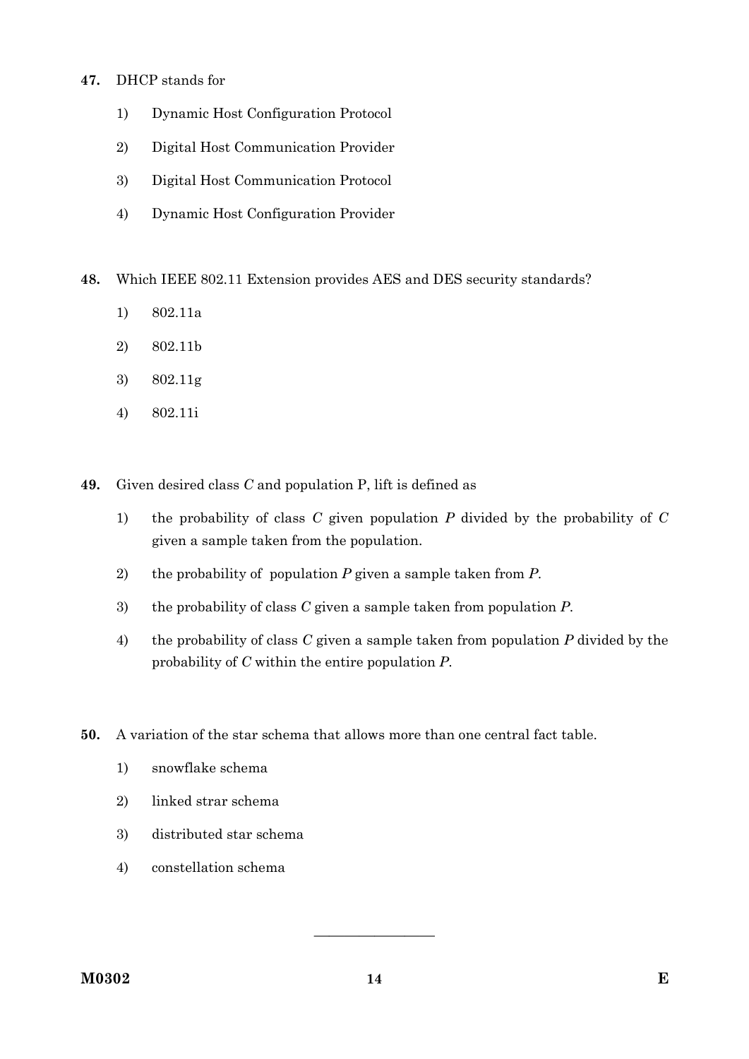**47.** DHCP stands for

1) Dynamic Host Configuration Protocol
2) Digital Host Communication Provider
3) Digital Host Communication Protocol
4) Dynamic Host Configuration Provider

**48.** Which IEEE 802.11 Extension provides AES and DES security standards?

1) 802.11a
2) 802.11b
3) 802.11g
4) 802.11i

**49.** Given desired class *C* and population P, lift is defined as

1) the probability of class *C* given population *P* divided by the probability of *C* given a sample taken from the population.
2) the probability of population *P* given a sample taken from *P*.
3) the probability of class *C* given a sample taken from population *P*.
4) the probability of class *C* given a sample taken from population *P* divided by the probability of *C* within the entire population *P*.

**50.** A variation of the star schema that allows more than one central fact table.

1) snowflake schema
2) linked strar schema
3) distributed star schema
4) constellation schema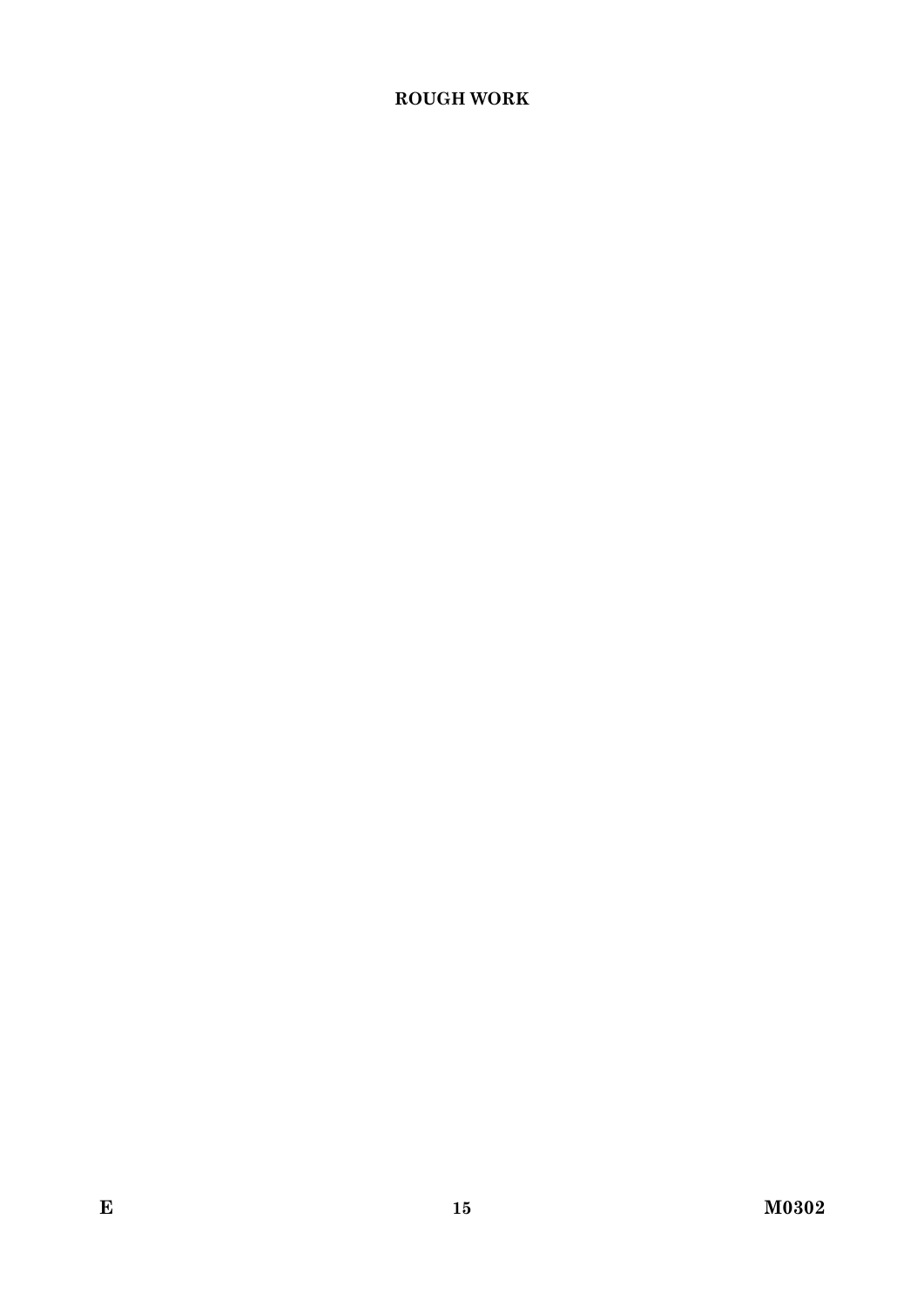**ROUGH WORK**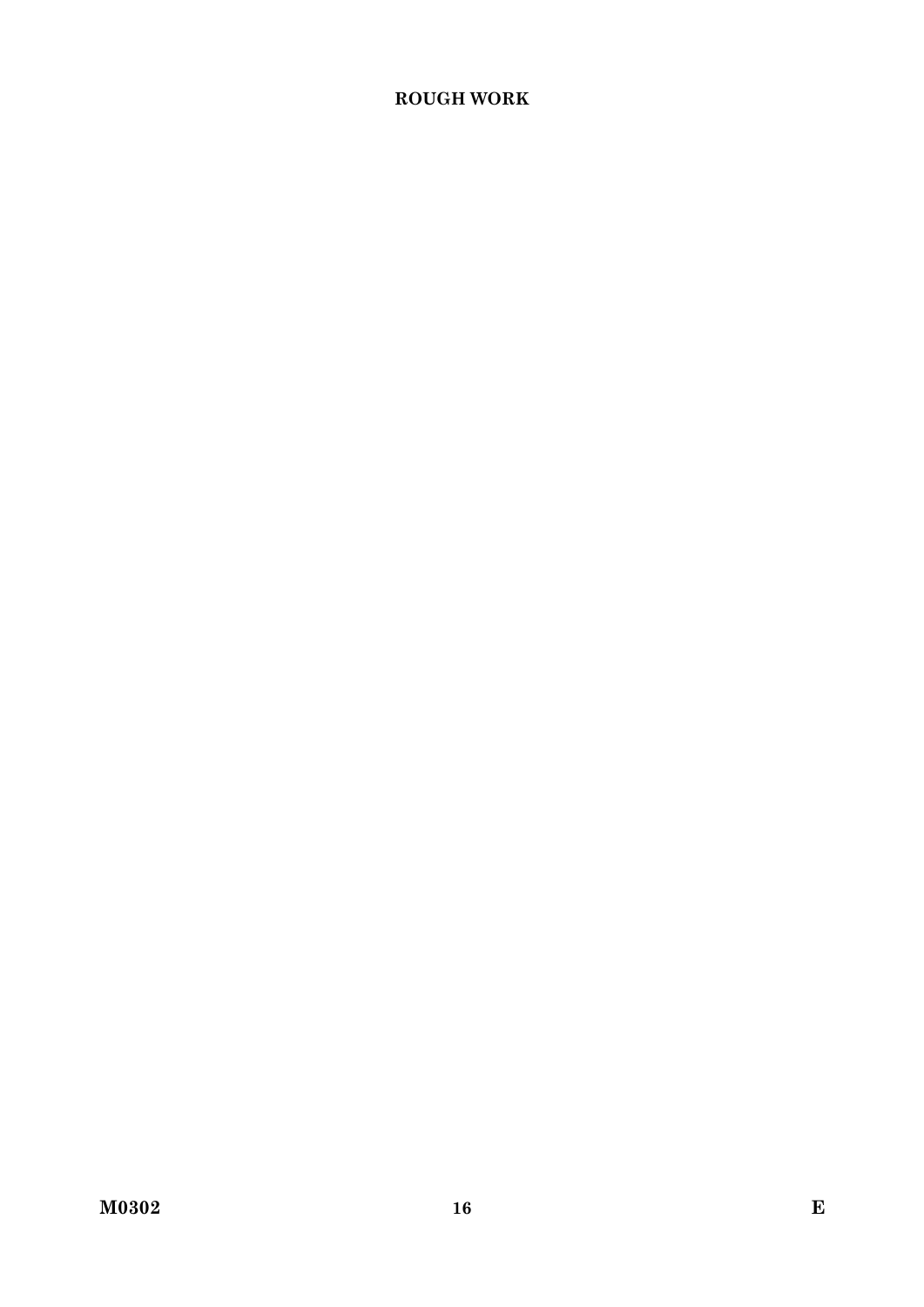**ROUGH WORK**